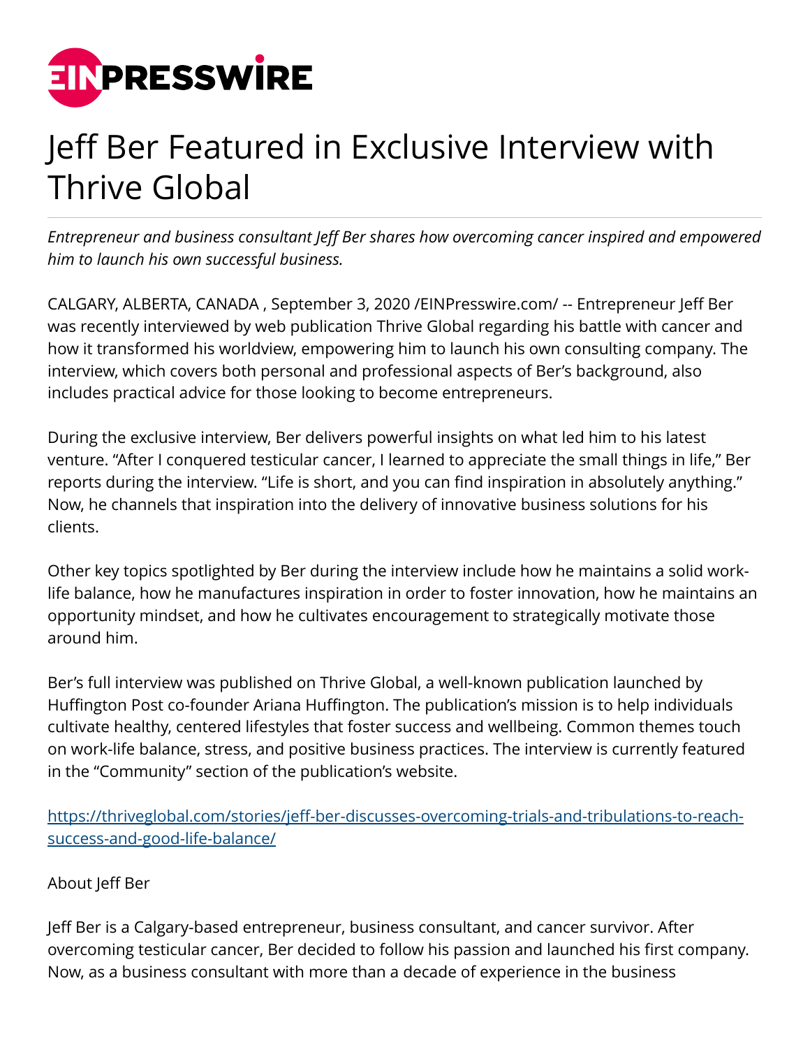# Jeff Ber Featured in Exclusive Interview with Thrive Global

*Entrepreneur and business consultant Jeff Ber shares how overcoming cancer inspired and empowered him to launch his own successful business.*

CALGARY, ALBERTA, CANADA , September 3, 2020 /EINPresswire.com/ -- Entrepreneur Jeff Ber was recently interviewed by web publication Thrive Global regarding his battle with cancer and how it transformed his worldview, empowering him to launch his own consulting company. The interview, which covers both personal and professional aspects of Ber's background, also includes practical advice for those looking to become entrepreneurs.

During the exclusive interview, Ber delivers powerful insights on what led him to his latest venture. "After I conquered testicular cancer, I learned to appreciate the small things in life," Ber reports during the interview. "Life is short, and you can find inspiration in absolutely anything." Now, he channels that inspiration into the delivery of innovative business solutions for his clients.

Other key topics spotlighted by Ber during the interview include how he maintains a solid work-life balance, how he manufactures inspiration in order to foster innovation, how he maintains an opportunity mindset, and how he cultivates encouragement to strategically motivate those around him.

Ber's full interview was published on Thrive Global, a well-known publication launched by Huffington Post co-founder Ariana Huffington. The publication's mission is to help individuals cultivate healthy, centered lifestyles that foster success and wellbeing. Common themes touch on work-life balance, stress, and positive business practices. The interview is currently featured in the "Community" section of the publication's website.

[https://thriveglobal.com/stories/jeff-ber-discusses-overcoming-trials-and-tribulations-to-reach-success-and-good-life-balance/](https://thriveglobal.com/stories/jeff-ber-discusses-overcoming-trials-and-tribulations-to-reach-success-and-good-life-balance/)

About Jeff Ber

Jeff Ber is a Calgary-based entrepreneur, business consultant, and cancer survivor. After overcoming testicular cancer, Ber decided to follow his passion and launched his first company. Now, as a business consultant with more than a decade of experience in the business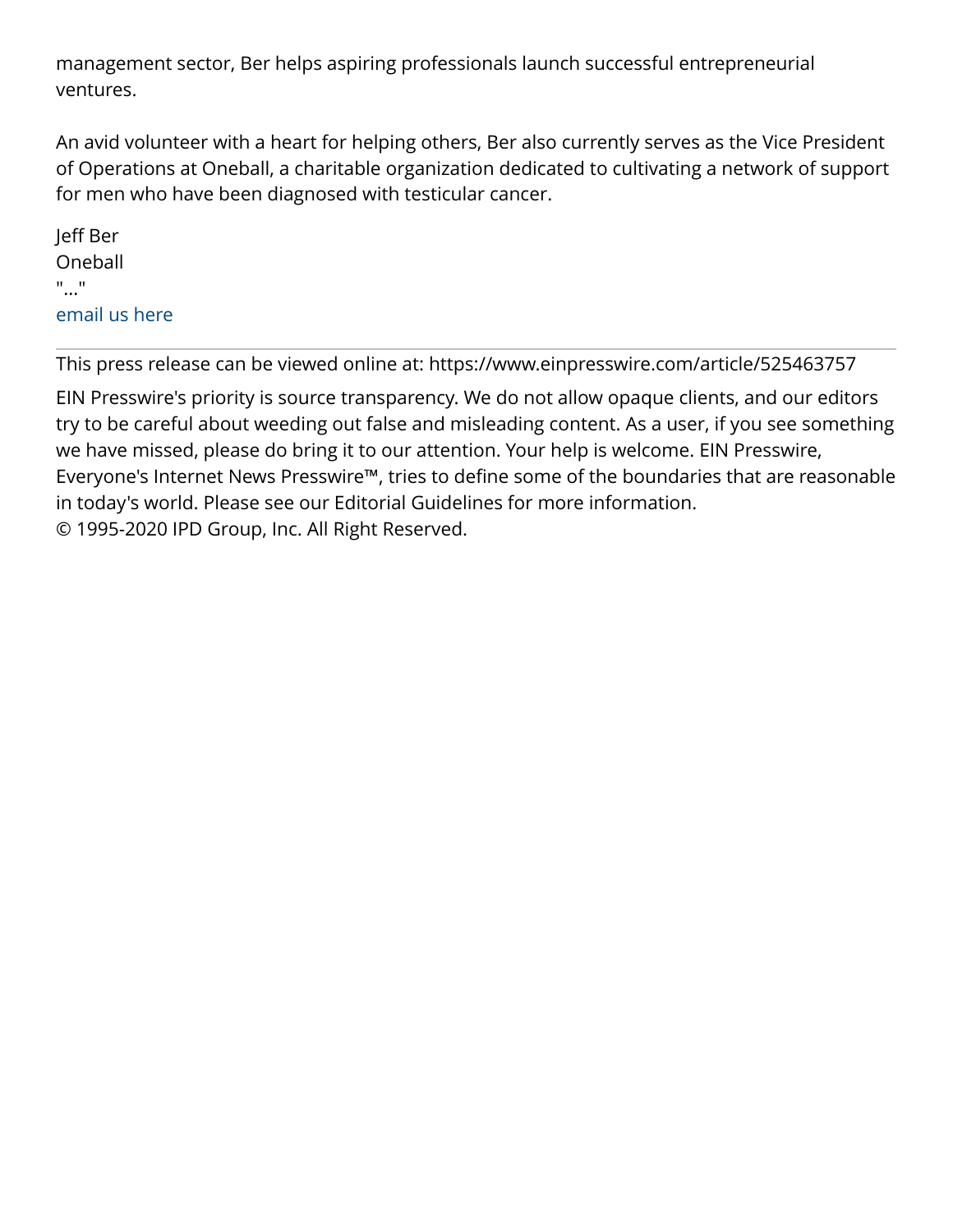management sector, Ber helps aspiring professionals launch successful entrepreneurial ventures.

An avid volunteer with a heart for helping others, Ber also currently serves as the Vice President of Operations at Oneball, a charitable organization dedicated to cultivating a network of support for men who have been diagnosed with testicular cancer.

Jeff Ber
Oneball
"..."
email us here

---

This press release can be viewed online at: https://www.einpresswire.com/article/525463757

EIN Presswire's priority is source transparency. We do not allow opaque clients, and our editors try to be careful about weeding out false and misleading content. As a user, if you see something we have missed, please do bring it to our attention. Your help is welcome. EIN Presswire, Everyone's Internet News Presswire™, tries to define some of the boundaries that are reasonable in today's world. Please see our Editorial Guidelines for more information.
© 1995-2020 IPD Group, Inc. All Right Reserved.